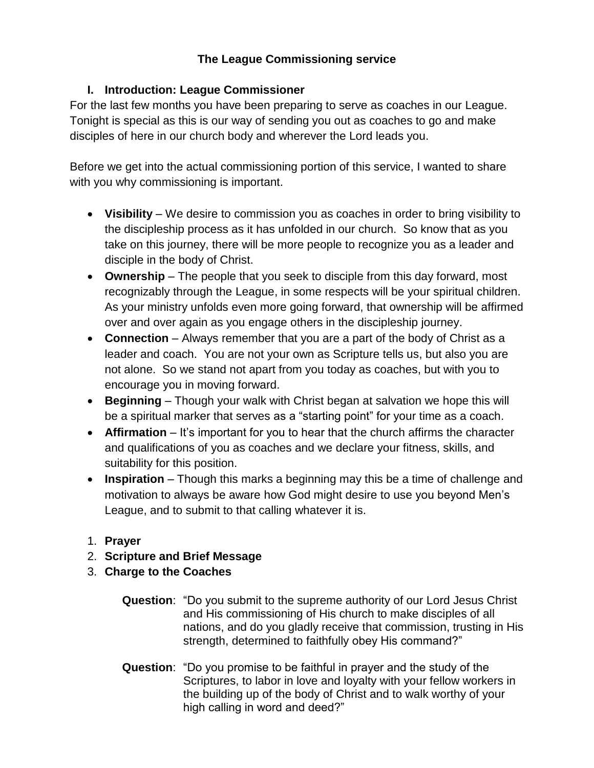# The League Commissioning service

## I. Introduction: League Commissioner

For the last few months you have been preparing to serve as coaches in our League. Tonight is special as this is our way of sending you out as coaches to go and make disciples of here in our church body and wherever the Lord leads you.

Before we get into the actual commissioning portion of this service, I wanted to share with you why commissioning is important.

- **Visibility** – We desire to commission you as coaches in order to bring visibility to the discipleship process as it has unfolded in our church. So know that as you take on this journey, there will be more people to recognize you as a leader and disciple in the body of Christ.
- **Ownership** – The people that you seek to disciple from this day forward, most recognizably through the League, in some respects will be your spiritual children. As your ministry unfolds even more going forward, that ownership will be affirmed over and over again as you engage others in the discipleship journey.
- **Connection** – Always remember that you are a part of the body of Christ as a leader and coach. You are not your own as Scripture tells us, but also you are not alone. So we stand not apart from you today as coaches, but with you to encourage you in moving forward.
- **Beginning** – Though your walk with Christ began at salvation we hope this will be a spiritual marker that serves as a "starting point" for your time as a coach.
- **Affirmation** – It's important for you to hear that the church affirms the character and qualifications of you as coaches and we declare your fitness, skills, and suitability for this position.
- **Inspiration** – Though this marks a beginning may this be a time of challenge and motivation to always be aware how God might desire to use you beyond Men's League, and to submit to that calling whatever it is.

1. **Prayer**
2. **Scripture and Brief Message**
3. **Charge to the Coaches**

   **Question**: "Do you submit to the supreme authority of our Lord Jesus Christ and His commissioning of His church to make disciples of all nations, and do you gladly receive that commission, trusting in His strength, determined to faithfully obey His command?"

   **Question**: "Do you promise to be faithful in prayer and the study of the Scriptures, to labor in love and loyalty with your fellow workers in the building up of the body of Christ and to walk worthy of your high calling in word and deed?"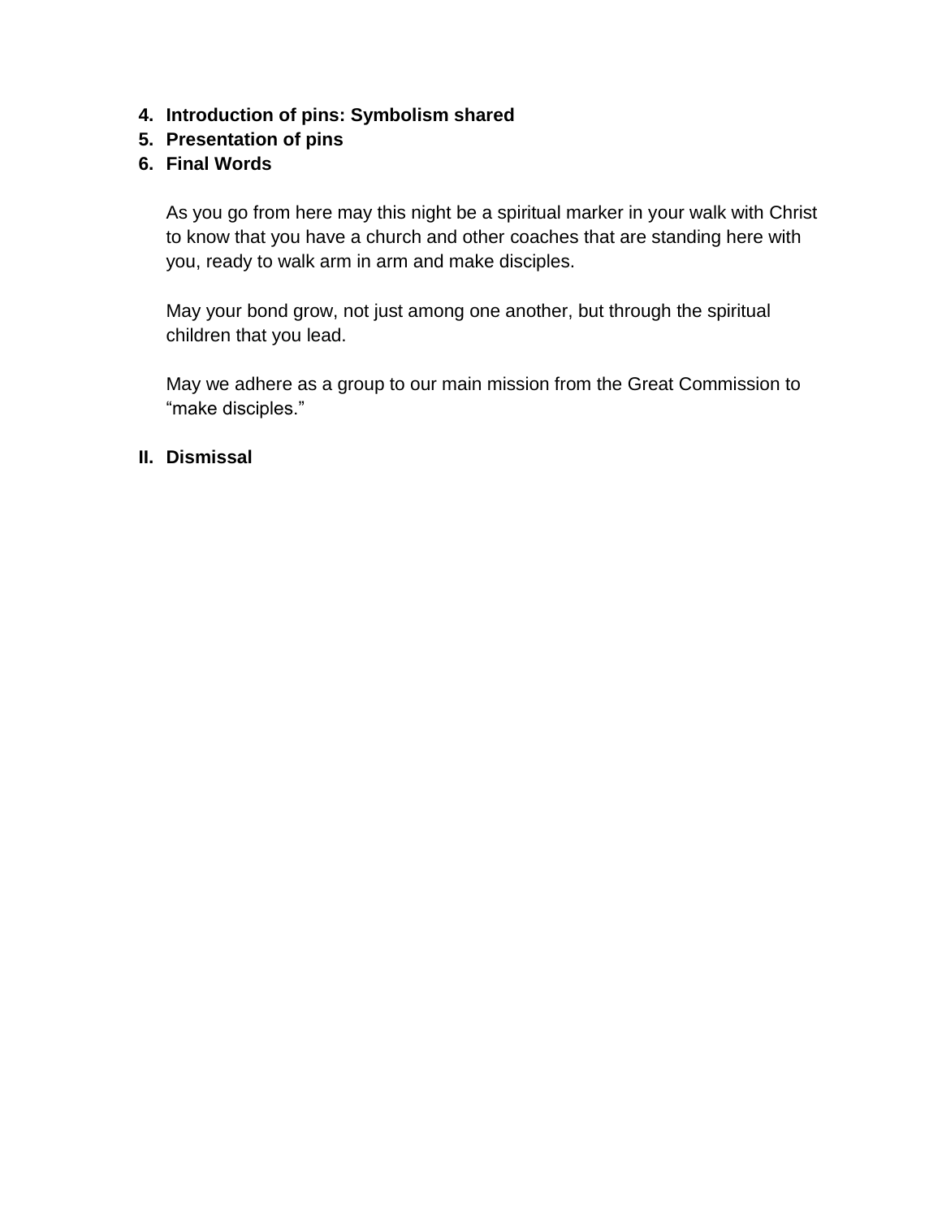4. **Introduction of pins: Symbolism shared**
5. **Presentation of pins**
6. **Final Words**

   As you go from here may this night be a spiritual marker in your walk with Christ to know that you have a church and other coaches that are standing here with you, ready to walk arm in arm and make disciples.

   May your bond grow, not just among one another, but through the spiritual children that you lead.

   May we adhere as a group to our main mission from the Great Commission to "make disciples."

**II. Dismissal**